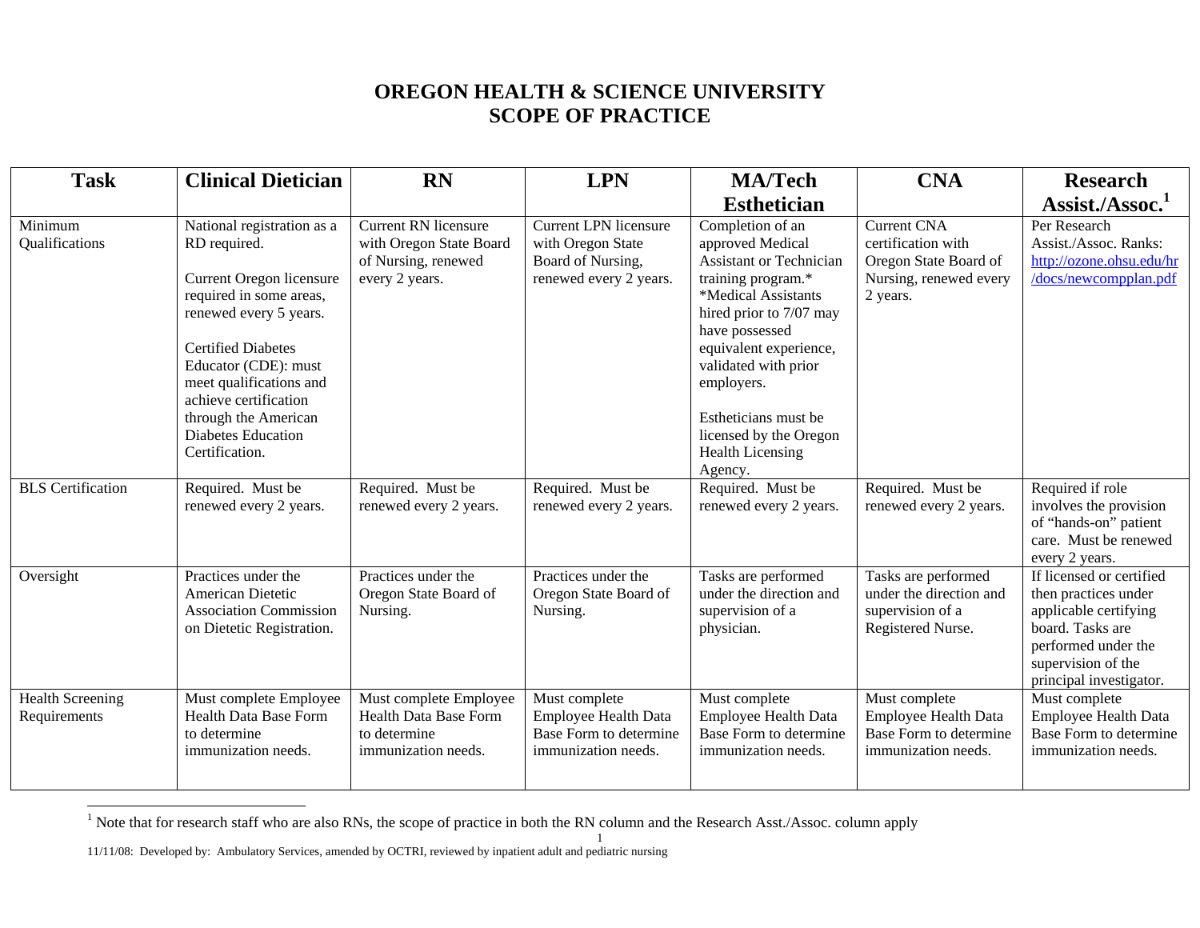# OREGON HEALTH & SCIENCE UNIVERSITY
# SCOPE OF PRACTICE

| Task | Clinical Dietician | RN | LPN | MA/Tech Esthetician | CNA | Research Assist./Assoc.[1] |
|---|---|---|---|---|---|---|
| Minimum Qualifications | National registration as a RD required.<br><br>Current Oregon licensure required in some areas, renewed every 5 years.<br><br>Certified Diabetes Educator (CDE): must meet qualifications and achieve certification through the American Diabetes Education Certification. | Current RN licensure with Oregon State Board of Nursing, renewed every 2 years. | Current LPN licensure with Oregon State Board of Nursing, renewed every 2 years. | Completion of an approved Medical Assistant or Technician training program.*<br>*Medical Assistants hired prior to 7/07 may have possessed equivalent experience, validated with prior employers.<br><br>Estheticians must be licensed by the Oregon Health Licensing Agency. | Current CNA certification with Oregon State Board of Nursing, renewed every 2 years. | Per Research Assist./Assoc. Ranks: http://ozone.ohsu.edu/hr/docs/newcompplan.pdf |
| BLS Certification | Required. Must be renewed every 2 years. | Required. Must be renewed every 2 years. | Required. Must be renewed every 2 years. | Required. Must be renewed every 2 years. | Required. Must be renewed every 2 years. | Required if role involves the provision of "hands-on" patient care. Must be renewed every 2 years. |
| Oversight | Practices under the American Dietetic Association Commission on Dietetic Registration. | Practices under the Oregon State Board of Nursing. | Practices under the Oregon State Board of Nursing. | Tasks are performed under the direction and supervision of a physician. | Tasks are performed under the direction and supervision of a Registered Nurse. | If licensed or certified then practices under applicable certifying board. Tasks are performed under the supervision of the principal investigator. |
| Health Screening Requirements | Must complete Employee Health Data Base Form to determine immunization needs. | Must complete Employee Health Data Base Form to determine immunization needs. | Must complete Employee Health Data Base Form to determine immunization needs. | Must complete Employee Health Data Base Form to determine immunization needs. | Must complete Employee Health Data Base Form to determine immunization needs. | Must complete Employee Health Data Base Form to determine immunization needs. |

[1] Note that for research staff who are also RNs, the scope of practice in both the RN column and the Research Asst./Assoc. column apply

11/11/08: Developed by: Ambulatory Services, amended by OCTRI, reviewed by inpatient adult and pediatric nursing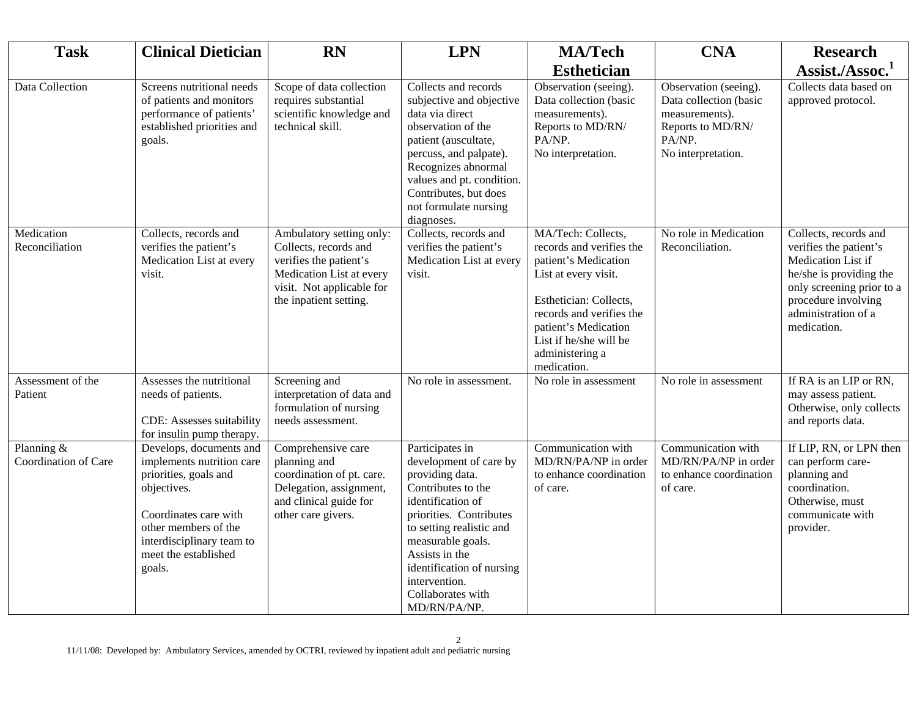| Task | Clinical Dietician | RN | LPN | MA/Tech Esthetician | CNA | Research Assist./Assoc.[1] |
|---|---|---|---|---|---|---|
| Data Collection | Screens nutritional needs of patients and monitors performance of patients' established priorities and goals. | Scope of data collection requires substantial scientific knowledge and technical skill. | Collects and records subjective and objective data via direct observation of the patient (auscultate, percuss, and palpate). Recognizes abnormal values and pt. condition. Contributes, but does not formulate nursing diagnoses. | Observation (seeing). Data collection (basic measurements). Reports to MD/RN/ PA/NP. No interpretation. | Observation (seeing). Data collection (basic measurements). Reports to MD/RN/ PA/NP. No interpretation. | Collects data based on approved protocol. |
| Medication Reconciliation | Collects, records and verifies the patient's Medication List at every visit. | Ambulatory setting only: Collects, records and verifies the patient's Medication List at every visit. Not applicable for the inpatient setting. | Collects, records and verifies the patient's Medication List at every visit. | MA/Tech: Collects, records and verifies the patient's Medication List at every visit.<br><br>Esthetician: Collects, records and verifies the patient's Medication List if he/she will be administering a medication. | No role in Medication Reconciliation. | Collects, records and verifies the patient's Medication List if he/she is providing the only screening prior to a procedure involving administration of a medication. |
| Assessment of the Patient | Assesses the nutritional needs of patients.<br><br>CDE: Assesses suitability for insulin pump therapy. | Screening and interpretation of data and formulation of nursing needs assessment. | No role in assessment. | No role in assessment | No role in assessment | If RA is an LIP or RN, may assess patient. Otherwise, only collects and reports data. |
| Planning & Coordination of Care | Develops, documents and implements nutrition care priorities, goals and objectives.<br><br>Coordinates care with other members of the interdisciplinary team to meet the established goals. | Comprehensive care planning and coordination of pt. care. Delegation, assignment, and clinical guide for other care givers. | Participates in development of care by providing data. Contributes to the identification of priorities. Contributes to setting realistic and measurable goals. Assists in the identification of nursing intervention. Collaborates with MD/RN/PA/NP. | Communication with MD/RN/PA/NP in order to enhance coordination of care. | Communication with MD/RN/PA/NP in order to enhance coordination of care. | If LIP, RN, or LPN then can perform care-planning and coordination. Otherwise, must communicate with provider. |

11/11/08: Developed by: Ambulatory Services, amended by OCTRI, reviewed by inpatient adult and pediatric nursing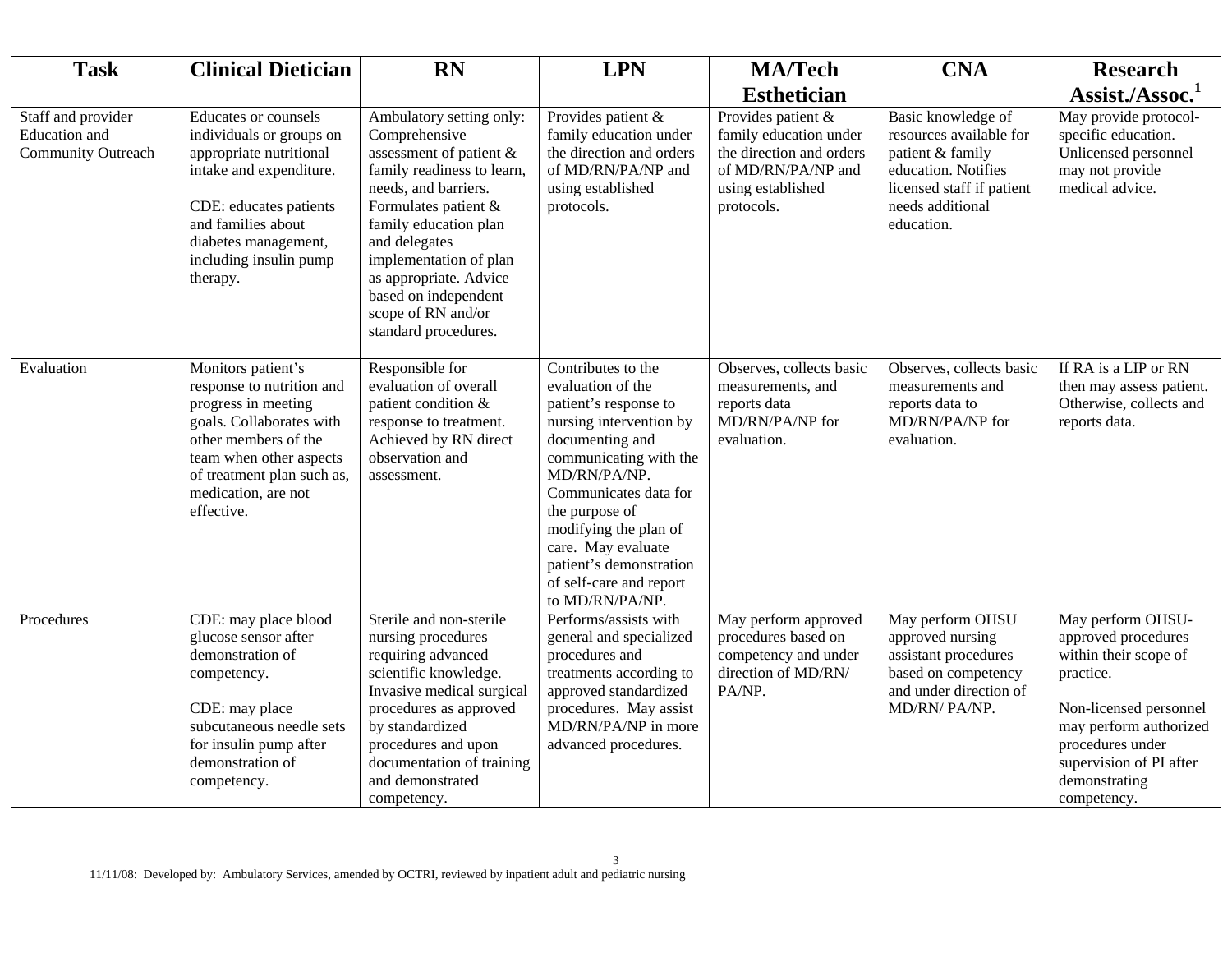| Task | Clinical Dietician | RN | LPN | MA/Tech Esthetician | CNA | Research Assist./Assoc.[1] |
|---|---|---|---|---|---|---|
| Staff and provider Education and Community Outreach | Educates or counsels individuals or groups on appropriate nutritional intake and expenditure.<br><br>CDE: educates patients and families about diabetes management, including insulin pump therapy. | Ambulatory setting only: Comprehensive assessment of patient & family readiness to learn, needs, and barriers. Formulates patient & family education plan and delegates implementation of plan as appropriate. Advice based on independent scope of RN and/or standard procedures. | Provides patient & family education under the direction and orders of MD/RN/PA/NP and using established protocols. | Provides patient & family education under the direction and orders of MD/RN/PA/NP and using established protocols. | Basic knowledge of resources available for patient & family education. Notifies licensed staff if patient needs additional education. | May provide protocol-specific education. Unlicensed personnel may not provide medical advice. |
| Evaluation | Monitors patient's response to nutrition and progress in meeting goals. Collaborates with other members of the team when other aspects of treatment plan such as, medication, are not effective. | Responsible for evaluation of overall patient condition & response to treatment. Achieved by RN direct observation and assessment. | Contributes to the evaluation of the patient's response to nursing intervention by documenting and communicating with the MD/RN/PA/NP. Communicates data for the purpose of modifying the plan of care. May evaluate patient's demonstration of self-care and report to MD/RN/PA/NP. | Observes, collects basic measurements, and reports data MD/RN/PA/NP for evaluation. | Observes, collects basic measurements and reports data to MD/RN/PA/NP for evaluation. | If RA is a LIP or RN then may assess patient. Otherwise, collects and reports data. |
| Procedures | CDE: may place blood glucose sensor after demonstration of competency.<br><br>CDE: may place subcutaneous needle sets for insulin pump after demonstration of competency. | Sterile and non-sterile nursing procedures requiring advanced scientific knowledge. Invasive medical surgical procedures as approved by standardized procedures and upon documentation of training and demonstrated competency. | Performs/assists with general and specialized procedures and treatments according to approved standardized procedures. May assist MD/RN/PA/NP in more advanced procedures. | May perform approved procedures based on competency and under direction of MD/RN/ PA/NP. | May perform OHSU approved nursing assistant procedures based on competency and under direction of MD/RN/ PA/NP. | May perform OHSU-approved procedures within their scope of practice.<br><br>Non-licensed personnel may perform authorized procedures under supervision of PI after demonstrating competency. |

11/11/08: Developed by: Ambulatory Services, amended by OCTRI, reviewed by inpatient adult and pediatric nursing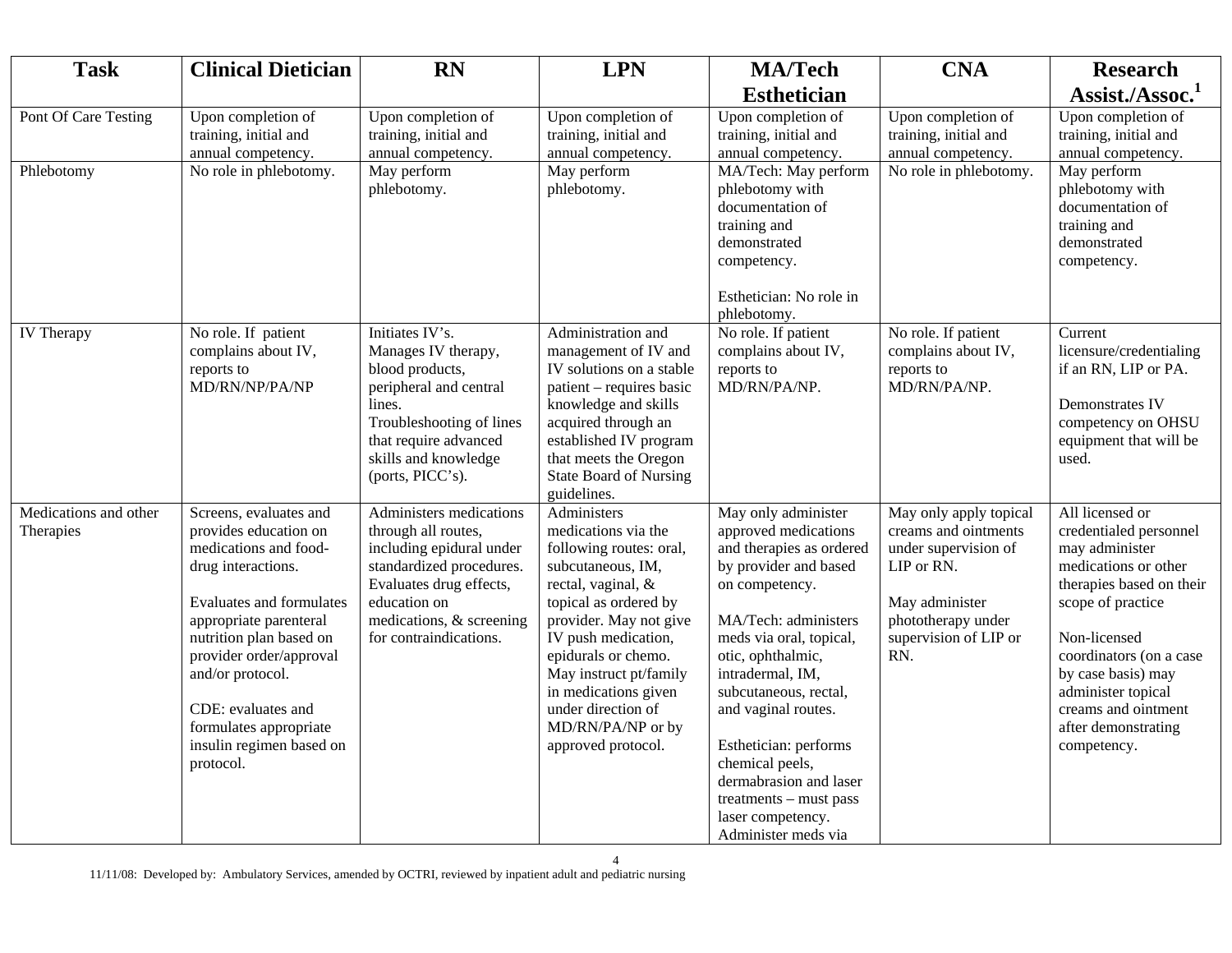| Task | Clinical Dietician | RN | LPN | MA/Tech Esthetician | CNA | Research Assist./Assoc.[1] |
|---|---|---|---|---|---|---|
| Pont Of Care Testing | Upon completion of training, initial and annual competency. | Upon completion of training, initial and annual competency. | Upon completion of training, initial and annual competency. | Upon completion of training, initial and annual competency. | Upon completion of training, initial and annual competency. | Upon completion of training, initial and annual competency. |
| Phlebotomy | No role in phlebotomy. | May perform phlebotomy. | May perform phlebotomy. | MA/Tech: May perform phlebotomy with documentation of training and demonstrated competency.<br><br>Esthetician: No role in phlebotomy. | No role in phlebotomy. | May perform phlebotomy with documentation of training and demonstrated competency. |
| IV Therapy | No role. If patient complains about IV, reports to MD/RN/NP/PA/NP | Initiates IV's. Manages IV therapy, blood products, peripheral and central lines. Troubleshooting of lines that require advanced skills and knowledge (ports, PICC's). | Administration and management of IV and IV solutions on a stable patient – requires basic knowledge and skills acquired through an established IV program that meets the Oregon State Board of Nursing guidelines. | No role. If patient complains about IV, reports to MD/RN/PA/NP. | No role. If patient complains about IV, reports to MD/RN/PA/NP. | Current licensure/credentialing if an RN, LIP or PA.<br><br>Demonstrates IV competency on OHSU equipment that will be used. |
| Medications and other Therapies | Screens, evaluates and provides education on medications and food-drug interactions.<br><br>Evaluates and formulates appropriate parenteral nutrition plan based on provider order/approval and/or protocol.<br><br>CDE: evaluates and formulates appropriate insulin regimen based on protocol. | Administers medications through all routes, including epidural under standardized procedures. Evaluates drug effects, education on medications, & screening for contraindications. | Administers medications via the following routes: oral, subcutaneous, IM, rectal, vaginal, & topical as ordered by provider. May not give IV push medication, epidurals or chemo. May instruct pt/family in medications given under direction of MD/RN/PA/NP or by approved protocol. | May only administer approved medications and therapies as ordered by provider and based on competency.<br><br>MA/Tech: administers meds via oral, topical, otic, ophthalmic, intradermal, IM, subcutaneous, rectal, and vaginal routes.<br><br>Esthetician: performs chemical peels, dermabrasion and laser treatments – must pass laser competency. Administer meds via | May only apply topical creams and ointments under supervision of LIP or RN.<br><br>May administer phototherapy under supervision of LIP or RN. | All licensed or credentialed personnel may administer medications or other therapies based on their scope of practice<br><br>Non-licensed coordinators (on a case by case basis) may administer topical creams and ointment after demonstrating competency. |

11/11/08: Developed by: Ambulatory Services, amended by OCTRI, reviewed by inpatient adult and pediatric nursing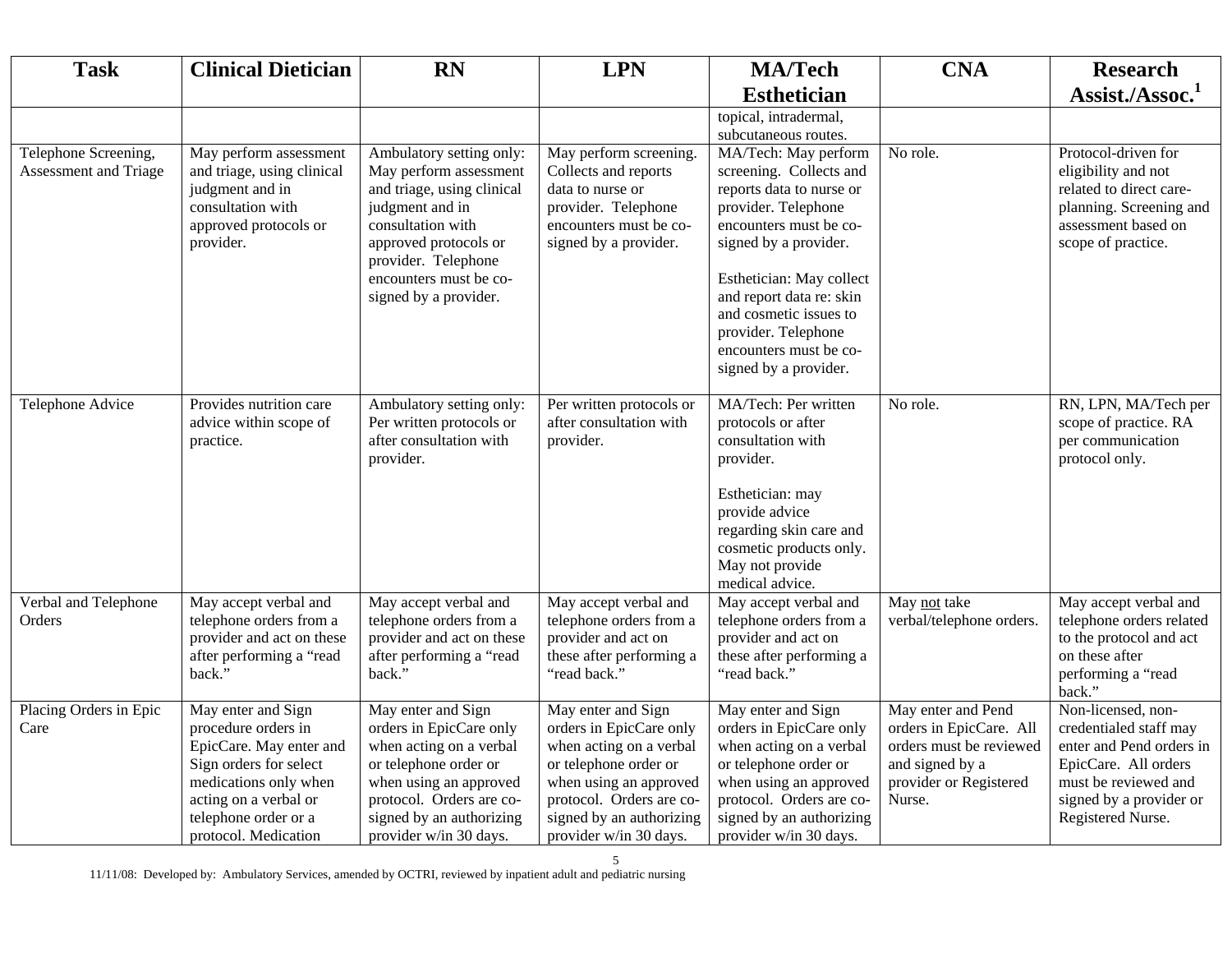| Task | Clinical Dietician | RN | LPN | MA/Tech Esthetician | CNA | Research Assist./Assoc.[1] |
|---|---|---|---|---|---|---|
| | | | | topical, intradermal, subcutaneous routes. | | |
| Telephone Screening, Assessment and Triage | May perform assessment and triage, using clinical judgment and in consultation with approved protocols or provider. | Ambulatory setting only: May perform assessment and triage, using clinical judgment and in consultation with approved protocols or provider. Telephone encounters must be co-signed by a provider. | May perform screening. Collects and reports data to nurse or provider. Telephone encounters must be co-signed by a provider. | MA/Tech: May perform screening. Collects and reports data to nurse or provider. Telephone encounters must be co-signed by a provider.<br><br>Esthetician: May collect and report data re: skin and cosmetic issues to provider. Telephone encounters must be co-signed by a provider. | No role. | Protocol-driven for eligibility and not related to direct care-planning. Screening and assessment based on scope of practice. |
| Telephone Advice | Provides nutrition care advice within scope of practice. | Ambulatory setting only: Per written protocols or after consultation with provider. | Per written protocols or after consultation with provider. | MA/Tech: Per written protocols or after consultation with provider.<br><br>Esthetician: may provide advice regarding skin care and cosmetic products only. May not provide medical advice. | No role. | RN, LPN, MA/Tech per scope of practice. RA per communication protocol only. |
| Verbal and Telephone Orders | May accept verbal and telephone orders from a provider and act on these after performing a "read back." | May accept verbal and telephone orders from a provider and act on these after performing a "read back." | May accept verbal and telephone orders from a provider and act on these after performing a "read back." | May accept verbal and telephone orders from a provider and act on these after performing a "read back." | May <u>not</u> take verbal/telephone orders. | May accept verbal and telephone orders related to the protocol and act on these after performing a "read back." |
| Placing Orders in Epic Care | May enter and Sign procedure orders in EpicCare. May enter and Sign orders for select medications only when acting on a verbal or telephone order or a protocol. Medication | May enter and Sign orders in EpicCare only when acting on a verbal or telephone order or when using an approved protocol. Orders are co-signed by an authorizing provider w/in 30 days. | May enter and Sign orders in EpicCare only when acting on a verbal or telephone order or when using an approved protocol. Orders are co-signed by an authorizing provider w/in 30 days. | May enter and Sign orders in EpicCare only when acting on a verbal or telephone order or when using an approved protocol. Orders are co-signed by an authorizing provider w/in 30 days. | May enter and Pend orders in EpicCare. All orders must be reviewed and signed by a provider or Registered Nurse. | Non-licensed, non-credentialed staff may enter and Pend orders in EpicCare. All orders must be reviewed and signed by a provider or Registered Nurse. |

11/11/08: Developed by: Ambulatory Services, amended by OCTRI, reviewed by inpatient adult and pediatric nursing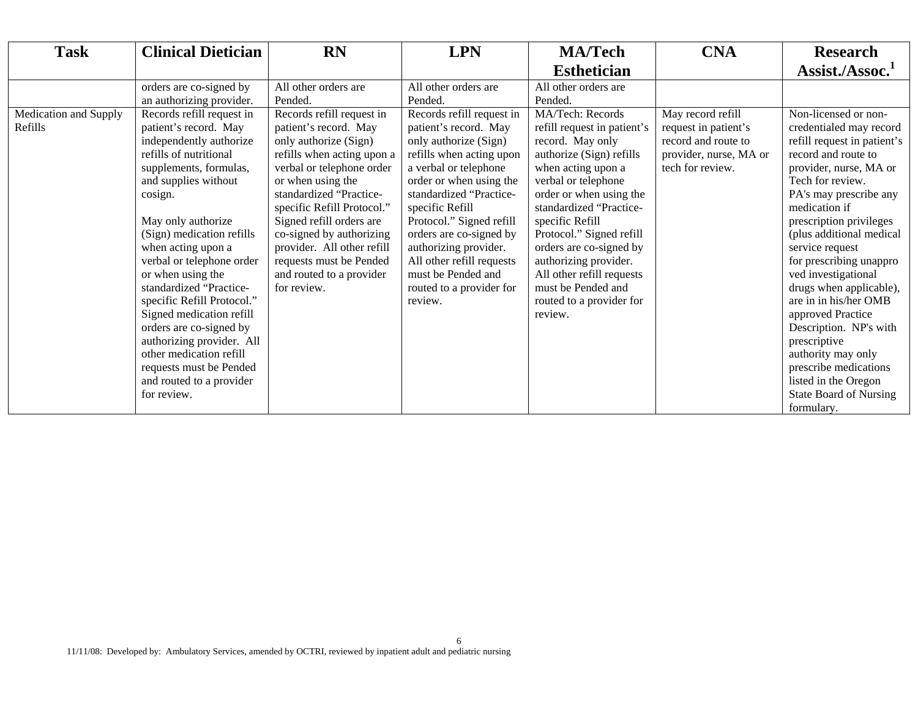| Task | Clinical Dietician | RN | LPN | MA/Tech Esthetician | CNA | Research Assist./Assoc.[1] |
|---|---|---|---|---|---|---|
| | orders are co-signed by an authorizing provider. | All other orders are Pended. | All other orders are Pended. | All other orders are Pended. | | |
| Medication and Supply Refills | Records refill request in patient's record. May independently authorize refills of nutritional supplements, formulas, and supplies without cosign. May only authorize (Sign) medication refills when acting upon a verbal or telephone order or when using the standardized "Practice-specific Refill Protocol." Signed medication refill orders are co-signed by authorizing provider. All other medication refill requests must be Pended and routed to a provider for review. | Records refill request in patient's record. May only authorize (Sign) refills when acting upon a verbal or telephone order or when using the standardized "Practice-specific Refill Protocol." Signed refill orders are co-signed by authorizing provider. All other refill requests must be Pended and routed to a provider for review. | Records refill request in patient's record. May only authorize (Sign) refills when acting upon a verbal or telephone order or when using the standardized "Practice-specific Refill Protocol." Signed refill orders are co-signed by authorizing provider. All other refill requests must be Pended and routed to a provider for review. | MA/Tech: Records refill request in patient's record. May only authorize (Sign) refills when acting upon a verbal or telephone order or when using the standardized "Practice-specific Refill Protocol." Signed refill orders are co-signed by authorizing provider. All other refill requests must be Pended and routed to a provider for review. | May record refill request in patient's record and route to provider, nurse, MA or tech for review. | Non-licensed or non-credentialed may record refill request in patient's record and route to provider, nurse, MA or Tech for review. PA's may prescribe any medication if prescription privileges (plus additional medical service request for prescribing unappro ved investigational drugs when applicable), are in in his/her OMB approved Practice Description. NP's with prescriptive authority may only prescribe medications listed in the Oregon State Board of Nursing formulary. |

11/11/08: Developed by: Ambulatory Services, amended by OCTRI, reviewed by inpatient adult and pediatric nursing